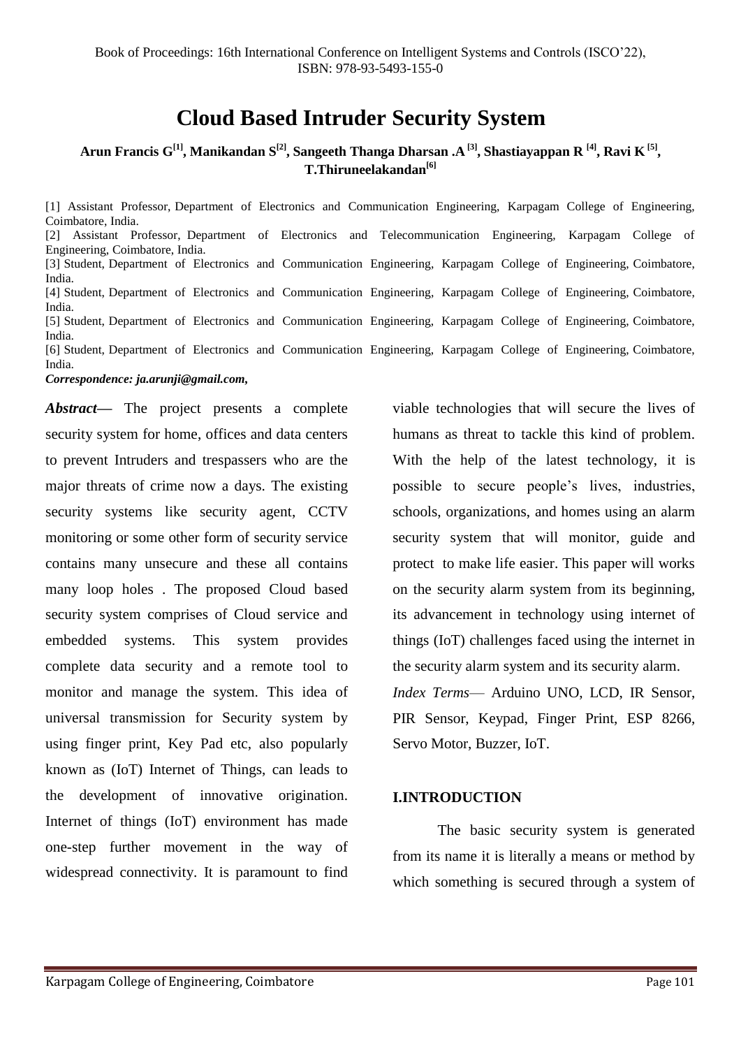# Cloud Based Intruder Security System

**Arun Francis G[1], Manikandan S[2], Sangeeth Thanga Dharsan .A [3], Shastiayappan R [4], Ravi K [5], T.Thiruneelakandan[6]**

[1] Assistant Professor, Department of Electronics and Communication Engineering, Karpagam College of Engineering, Coimbatore, India.
[2] Assistant Professor, Department of Electronics and Telecommunication Engineering, Karpagam College of Engineering, Coimbatore, India.
[3] Student, Department of Electronics and Communication Engineering, Karpagam College of Engineering, Coimbatore, India.
[4] Student, Department of Electronics and Communication Engineering, Karpagam College of Engineering, Coimbatore, India.
[5] Student, Department of Electronics and Communication Engineering, Karpagam College of Engineering, Coimbatore, India.
[6] Student, Department of Electronics and Communication Engineering, Karpagam College of Engineering, Coimbatore, India.

***Correspondence: ja.arunji@gmail.com,***

***Abstract*—** The project presents a complete security system for home, offices and data centers to prevent Intruders and trespassers who are the major threats of crime now a days. The existing security systems like security agent, CCTV monitoring or some other form of security service contains many unsecure and these all contains many loop holes . The proposed Cloud based security system comprises of Cloud service and embedded systems. This system provides complete data security and a remote tool to monitor and manage the system. This idea of universal transmission for Security system by using finger print, Key Pad etc, also popularly known as (IoT) Internet of Things, can leads to the development of innovative origination. Internet of things (IoT) environment has made one-step further movement in the way of widespread connectivity. It is paramount to find viable technologies that will secure the lives of humans as threat to tackle this kind of problem. With the help of the latest technology, it is possible to secure people's lives, industries, schools, organizations, and homes using an alarm security system that will monitor, guide and protect to make life easier. This paper will works on the security alarm system from its beginning, its advancement in technology using internet of things (IoT) challenges faced using the internet in the security alarm system and its security alarm.

*Index Terms*— Arduino UNO, LCD, IR Sensor, PIR Sensor, Keypad, Finger Print, ESP 8266, Servo Motor, Buzzer, IoT.

## I.INTRODUCTION

The basic security system is generated from its name it is literally a means or method by which something is secured through a system of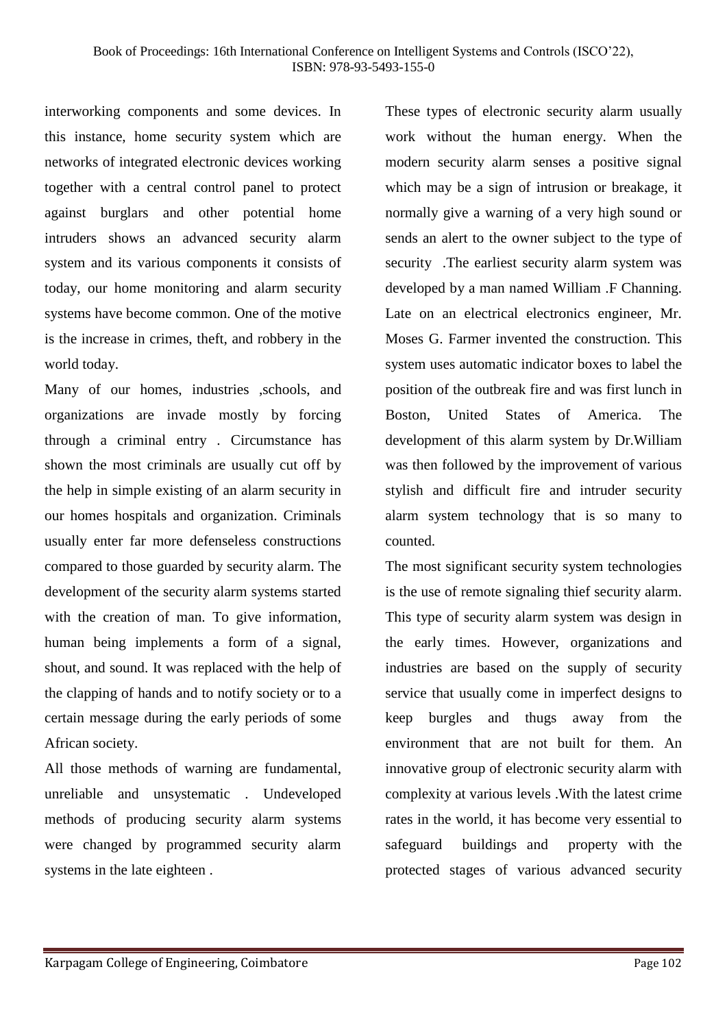interworking components and some devices. In this instance, home security system which are networks of integrated electronic devices working together with a central control panel to protect against burglars and other potential home intruders shows an advanced security alarm system and its various components it consists of today, our home monitoring and alarm security systems have become common. One of the motive is the increase in crimes, theft, and robbery in the world today.

Many of our homes, industries ,schools, and organizations are invade mostly by forcing through a criminal entry . Circumstance has shown the most criminals are usually cut off by the help in simple existing of an alarm security in our homes hospitals and organization. Criminals usually enter far more defenseless constructions compared to those guarded by security alarm. The development of the security alarm systems started with the creation of man. To give information, human being implements a form of a signal, shout, and sound. It was replaced with the help of the clapping of hands and to notify society or to a certain message during the early periods of some African society.

All those methods of warning are fundamental, unreliable and unsystematic . Undeveloped methods of producing security alarm systems were changed by programmed security alarm systems in the late eighteen .

These types of electronic security alarm usually work without the human energy. When the modern security alarm senses a positive signal which may be a sign of intrusion or breakage, it normally give a warning of a very high sound or sends an alert to the owner subject to the type of security .The earliest security alarm system was developed by a man named William .F Channing. Late on an electrical electronics engineer, Mr. Moses G. Farmer invented the construction. This system uses automatic indicator boxes to label the position of the outbreak fire and was first lunch in Boston, United States of America. The development of this alarm system by Dr.William was then followed by the improvement of various stylish and difficult fire and intruder security alarm system technology that is so many to counted.

The most significant security system technologies is the use of remote signaling thief security alarm. This type of security alarm system was design in the early times. However, organizations and industries are based on the supply of security service that usually come in imperfect designs to keep burgles and thugs away from the environment that are not built for them. An innovative group of electronic security alarm with complexity at various levels .With the latest crime rates in the world, it has become very essential to safeguard buildings and property with the protected stages of various advanced security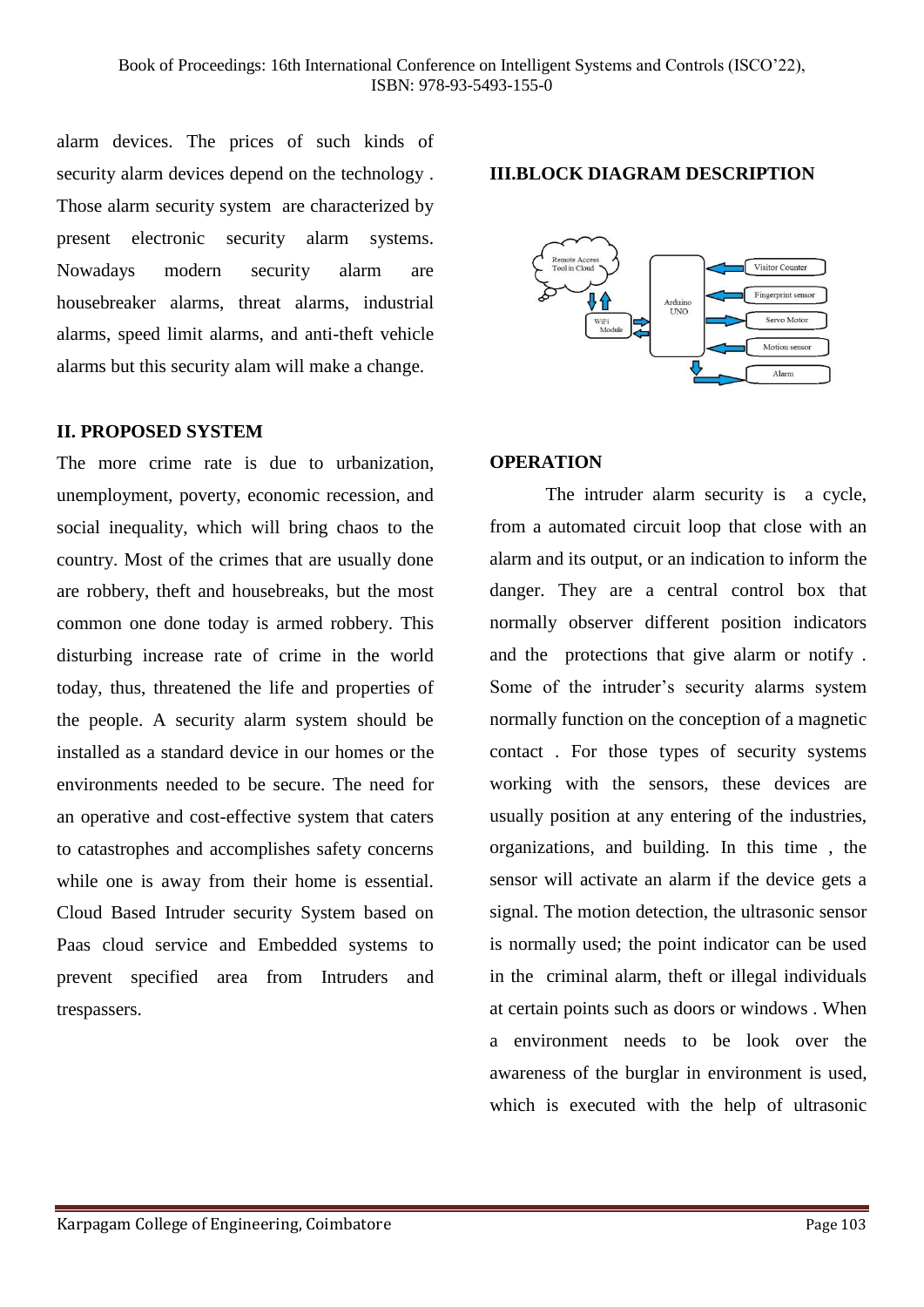alarm devices. The prices of such kinds of security alarm devices depend on the technology . Those alarm security system are characterized by present electronic security alarm systems. Nowadays modern security alarm are housebreaker alarms, threat alarms, industrial alarms, speed limit alarms, and anti-theft vehicle alarms but this security alam will make a change.

## II. PROPOSED SYSTEM

The more crime rate is due to urbanization, unemployment, poverty, economic recession, and social inequality, which will bring chaos to the country. Most of the crimes that are usually done are robbery, theft and housebreaks, but the most common one done today is armed robbery. This disturbing increase rate of crime in the world today, thus, threatened the life and properties of the people. A security alarm system should be installed as a standard device in our homes or the environments needed to be secure. The need for an operative and cost-effective system that caters to catastrophes and accomplishes safety concerns while one is away from their home is essential. Cloud Based Intruder security System based on Paas cloud service and Embedded systems to prevent specified area from Intruders and trespassers.

## III.BLOCK DIAGRAM DESCRIPTION

Remote Access Tool in Cloud — WiFi Module — Arduino UNO — Visitor Counter — Fingerprint sensor — Servo Motor — Motion sensor — Alarm

## OPERATION

The intruder alarm security is a cycle, from a automated circuit loop that close with an alarm and its output, or an indication to inform the danger. They are a central control box that normally observer different position indicators and the protections that give alarm or notify . Some of the intruder's security alarms system normally function on the conception of a magnetic contact . For those types of security systems working with the sensors, these devices are usually position at any entering of the industries, organizations, and building. In this time , the sensor will activate an alarm if the device gets a signal. The motion detection, the ultrasonic sensor is normally used; the point indicator can be used in the criminal alarm, theft or illegal individuals at certain points such as doors or windows . When a environment needs to be look over the awareness of the burglar in environment is used, which is executed with the help of ultrasonic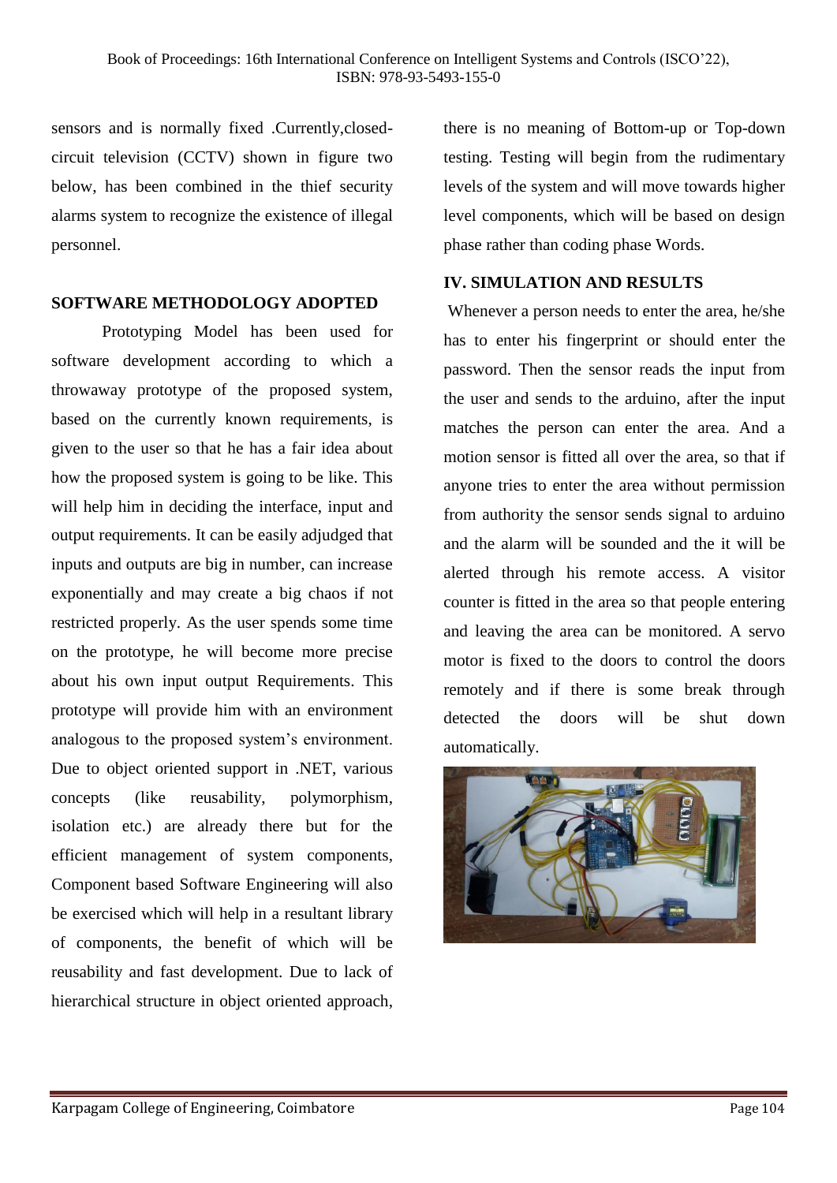sensors and is normally fixed .Currently,closed-circuit television (CCTV) shown in figure two below, has been combined in the thief security alarms system to recognize the existence of illegal personnel.

## SOFTWARE METHODOLOGY ADOPTED

Prototyping Model has been used for software development according to which a throwaway prototype of the proposed system, based on the currently known requirements, is given to the user so that he has a fair idea about how the proposed system is going to be like. This will help him in deciding the interface, input and output requirements. It can be easily adjudged that inputs and outputs are big in number, can increase exponentially and may create a big chaos if not restricted properly. As the user spends some time on the prototype, he will become more precise about his own input output Requirements. This prototype will provide him with an environment analogous to the proposed system's environment. Due to object oriented support in .NET, various concepts (like reusability, polymorphism, isolation etc.) are already there but for the efficient management of system components, Component based Software Engineering will also be exercised which will help in a resultant library of components, the benefit of which will be reusability and fast development. Due to lack of hierarchical structure in object oriented approach, there is no meaning of Bottom-up or Top-down testing. Testing will begin from the rudimentary levels of the system and will move towards higher level components, which will be based on design phase rather than coding phase Words.

## IV. SIMULATION AND RESULTS

Whenever a person needs to enter the area, he/she has to enter his fingerprint or should enter the password. Then the sensor reads the input from the user and sends to the arduino, after the input matches the person can enter the area. And a motion sensor is fitted all over the area, so that if anyone tries to enter the area without permission from authority the sensor sends signal to arduino and the alarm will be sounded and the it will be alerted through his remote access. A visitor counter is fitted in the area so that people entering and leaving the area can be monitored. A servo motor is fixed to the doors to control the doors remotely and if there is some break through detected the doors will be shut down automatically.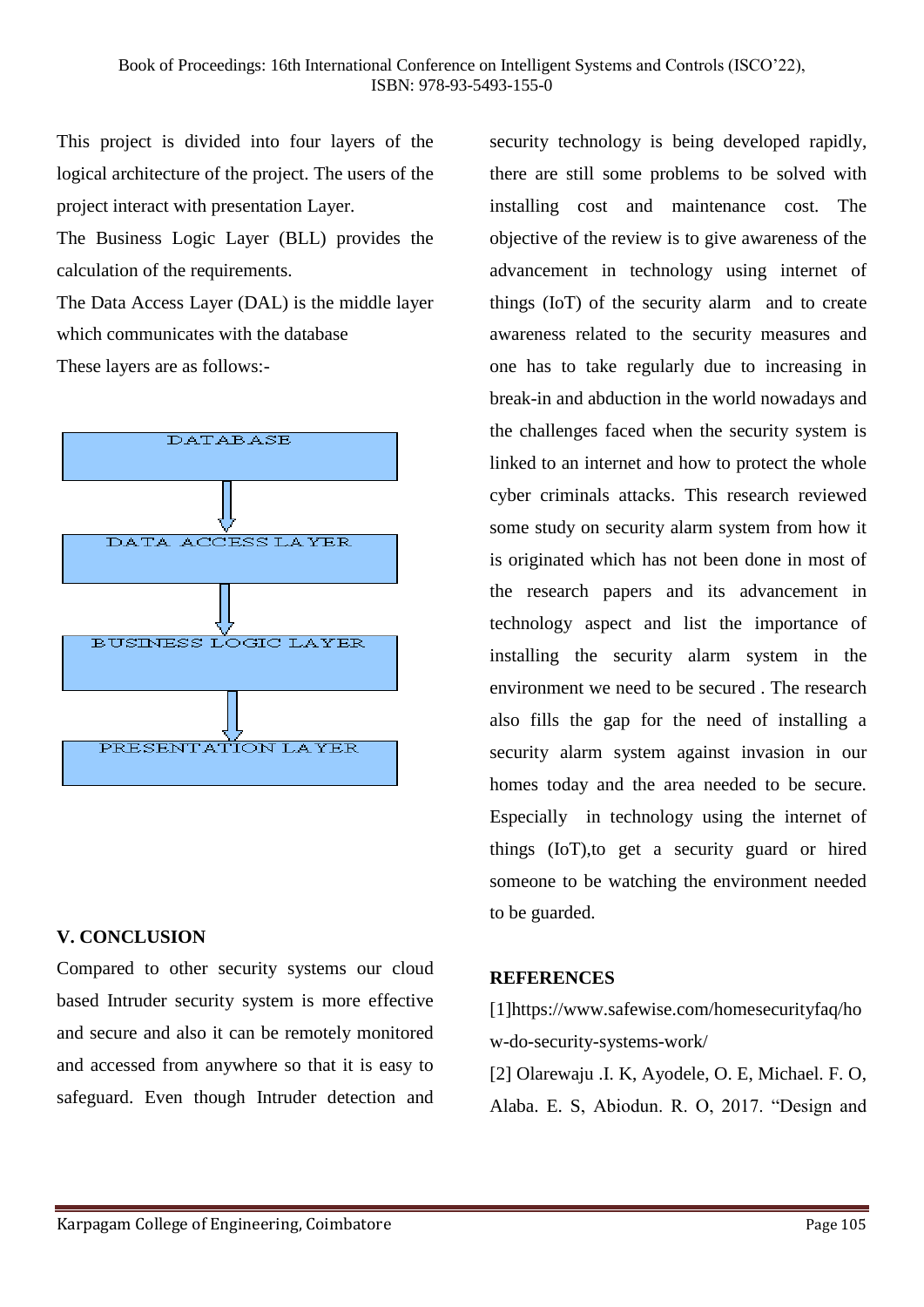This project is divided into four layers of the logical architecture of the project. The users of the project interact with presentation Layer.

The Business Logic Layer (BLL) provides the calculation of the requirements.

The Data Access Layer (DAL) is the middle layer which communicates with the database

These layers are as follows:-

DATABASE

DATA ACCESS LAYER

BUSINESS LOGIC LAYER

PRESENTATION LAYER

## V. CONCLUSION

Compared to other security systems our cloud based Intruder security system is more effective and secure and also it can be remotely monitored and accessed from anywhere so that it is easy to safeguard. Even though Intruder detection and security technology is being developed rapidly, there are still some problems to be solved with installing cost and maintenance cost. The objective of the review is to give awareness of the advancement in technology using internet of things (IoT) of the security alarm and to create awareness related to the security measures and one has to take regularly due to increasing in break-in and abduction in the world nowadays and the challenges faced when the security system is linked to an internet and how to protect the whole cyber criminals attacks. This research reviewed some study on security alarm system from how it is originated which has not been done in most of the research papers and its advancement in technology aspect and list the importance of installing the security alarm system in the environment we need to be secured . The research also fills the gap for the need of installing a security alarm system against invasion in our homes today and the area needed to be secure. Especially in technology using the internet of things (IoT),to get a security guard or hired someone to be watching the environment needed to be guarded.

## REFERENCES

[1]https://www.safewise.com/homesecurityfaq/how-do-security-systems-work/

[2] Olarewaju .I. K, Ayodele, O. E, Michael. F. O, Alaba. E. S, Abiodun. R. O, 2017. "Design and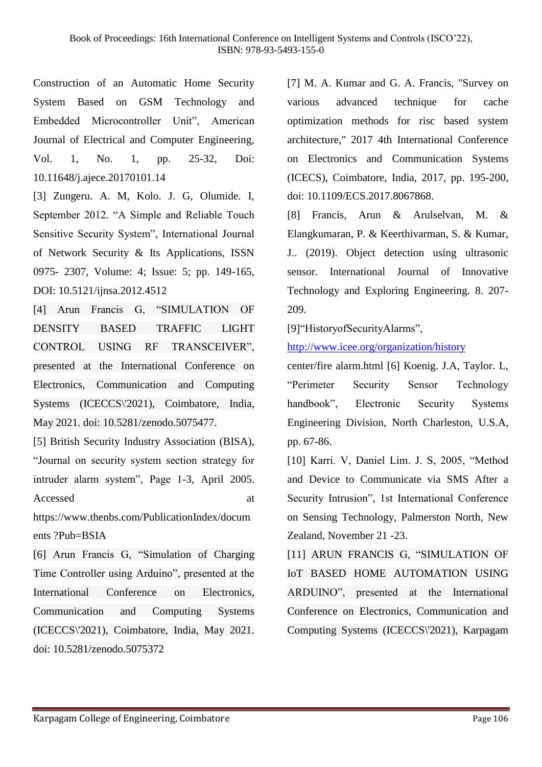Construction of an Automatic Home Security System Based on GSM Technology and Embedded Microcontroller Unit", American Journal of Electrical and Computer Engineering, Vol. 1, No. 1, pp. 25-32, Doi: 10.11648/j.ajece.20170101.14

[3] Zungeru. A. M, Kolo. J. G, Olumide. I, September 2012. "A Simple and Reliable Touch Sensitive Security System", International Journal of Network Security & Its Applications, ISSN 0975- 2307, Volume: 4; Issue: 5; pp. 149-165, DOI: 10.5121/ijnsa.2012.4512

[4] Arun Francis G, "SIMULATION OF DENSITY BASED TRAFFIC LIGHT CONTROL USING RF TRANSCEIVER", presented at the International Conference on Electronics, Communication and Computing Systems (ICECCS\'2021), Coimbatore, India, May 2021. doi: 10.5281/zenodo.5075477.

[5] British Security Industry Association (BISA), "Journal on security system section strategy for intruder alarm system", Page 1-3, April 2005. Accessed at https://www.thenbs.com/PublicationIndex/documents ?Pub=BSIA

[6] Arun Francis G, "Simulation of Charging Time Controller using Arduino", presented at the International Conference on Electronics, Communication and Computing Systems (ICECCS\'2021), Coimbatore, India, May 2021. doi: 10.5281/zenodo.5075372

[7] M. A. Kumar and G. A. Francis, "Survey on various advanced technique for cache optimization methods for risc based system architecture," 2017 4th International Conference on Electronics and Communication Systems (ICECS), Coimbatore, India, 2017, pp. 195-200, doi: 10.1109/ECS.2017.8067868.

[8] Francis, Arun & Arulselvan, M. & Elangkumaran, P. & Keerthivarman, S. & Kumar, J.. (2019). Object detection using ultrasonic sensor. International Journal of Innovative Technology and Exploring Engineering. 8. 207-209.

[9]"HistoryofSecurityAlarms", http://www.icee.org/organization/history center/fire alarm.html [6] Koenig. J.A, Taylor. L, "Perimeter Security Sensor Technology handbook", Electronic Security Systems Engineering Division, North Charleston, U.S.A, pp. 67-86.

[10] Karri. V, Daniel Lim. J. S, 2005, "Method and Device to Communicate via SMS After a Security Intrusion", 1st International Conference on Sensing Technology, Palmerston North, New Zealand, November 21 -23.

[11] ARUN FRANCIS G, "SIMULATION OF IoT BASED HOME AUTOMATION USING ARDUINO", presented at the International Conference on Electronics, Communication and Computing Systems (ICECCS\'2021), Karpagam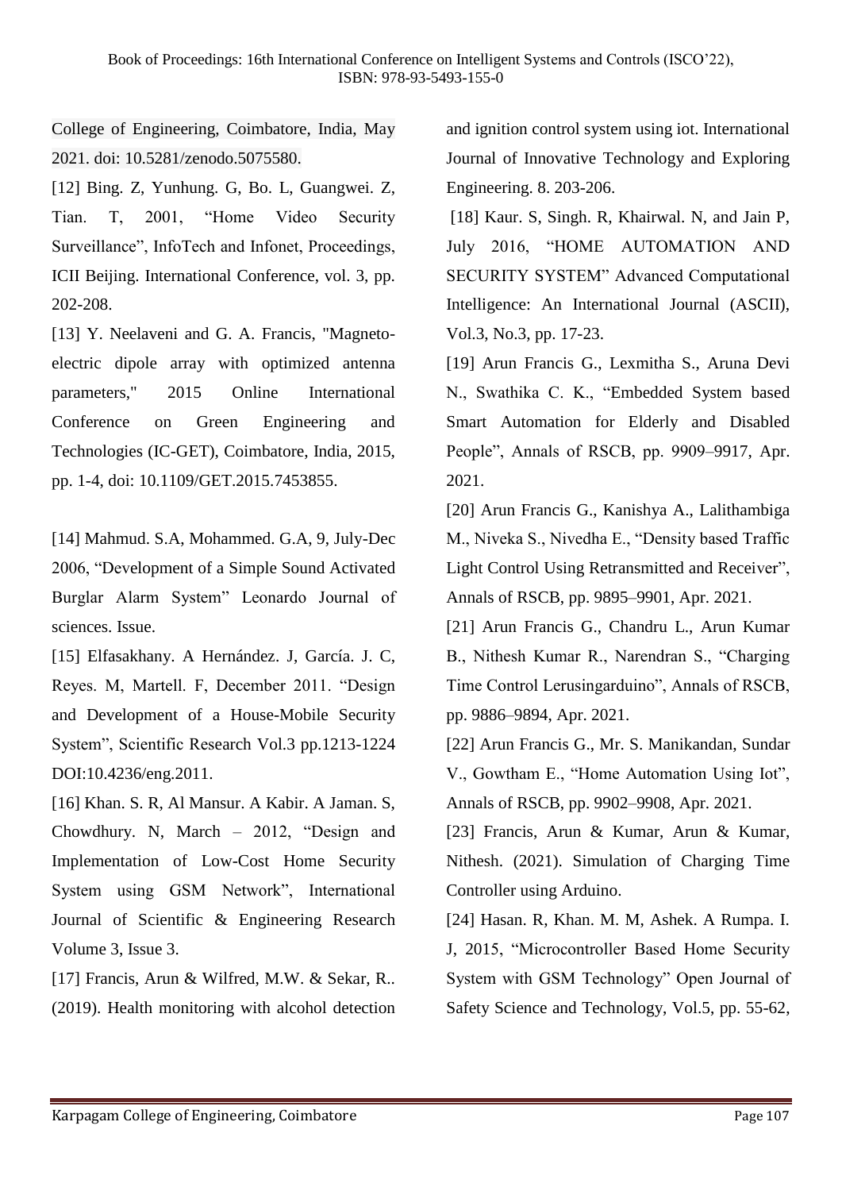College of Engineering, Coimbatore, India, May 2021. doi: 10.5281/zenodo.5075580.

[12] Bing. Z, Yunhung. G, Bo. L, Guangwei. Z, Tian. T, 2001, "Home Video Security Surveillance", InfoTech and Infonet, Proceedings, ICII Beijing. International Conference, vol. 3, pp. 202-208.

[13] Y. Neelaveni and G. A. Francis, "Magneto-electric dipole array with optimized antenna parameters," 2015 Online International Conference on Green Engineering and Technologies (IC-GET), Coimbatore, India, 2015, pp. 1-4, doi: 10.1109/GET.2015.7453855.

[14] Mahmud. S.A, Mohammed. G.A, 9, July-Dec 2006, "Development of a Simple Sound Activated Burglar Alarm System" Leonardo Journal of sciences. Issue.

[15] Elfasakhany. A Hernández. J, García. J. C, Reyes. M, Martell. F, December 2011. "Design and Development of a House-Mobile Security System", Scientific Research Vol.3 pp.1213-1224 DOI:10.4236/eng.2011.

[16] Khan. S. R, Al Mansur. A Kabir. A Jaman. S, Chowdhury. N, March – 2012, "Design and Implementation of Low-Cost Home Security System using GSM Network", International Journal of Scientific & Engineering Research Volume 3, Issue 3.

[17] Francis, Arun & Wilfred, M.W. & Sekar, R.. (2019). Health monitoring with alcohol detection and ignition control system using iot. International Journal of Innovative Technology and Exploring Engineering. 8. 203-206.

[18] Kaur. S, Singh. R, Khairwal. N, and Jain P, July 2016, "HOME AUTOMATION AND SECURITY SYSTEM" Advanced Computational Intelligence: An International Journal (ASCII), Vol.3, No.3, pp. 17-23.

[19] Arun Francis G., Lexmitha S., Aruna Devi N., Swathika C. K., "Embedded System based Smart Automation for Elderly and Disabled People", Annals of RSCB, pp. 9909–9917, Apr. 2021.

[20] Arun Francis G., Kanishya A., Lalithambiga M., Niveka S., Nivedha E., "Density based Traffic Light Control Using Retransmitted and Receiver", Annals of RSCB, pp. 9895–9901, Apr. 2021.

[21] Arun Francis G., Chandru L., Arun Kumar B., Nithesh Kumar R., Narendran S., "Charging Time Control Lerusingarduino", Annals of RSCB, pp. 9886–9894, Apr. 2021.

[22] Arun Francis G., Mr. S. Manikandan, Sundar V., Gowtham E., "Home Automation Using Iot", Annals of RSCB, pp. 9902–9908, Apr. 2021.

[23] Francis, Arun & Kumar, Arun & Kumar, Nithesh. (2021). Simulation of Charging Time Controller using Arduino.

[24] Hasan. R, Khan. M. M, Ashek. A Rumpa. I. J, 2015, "Microcontroller Based Home Security System with GSM Technology" Open Journal of Safety Science and Technology, Vol.5, pp. 55-62,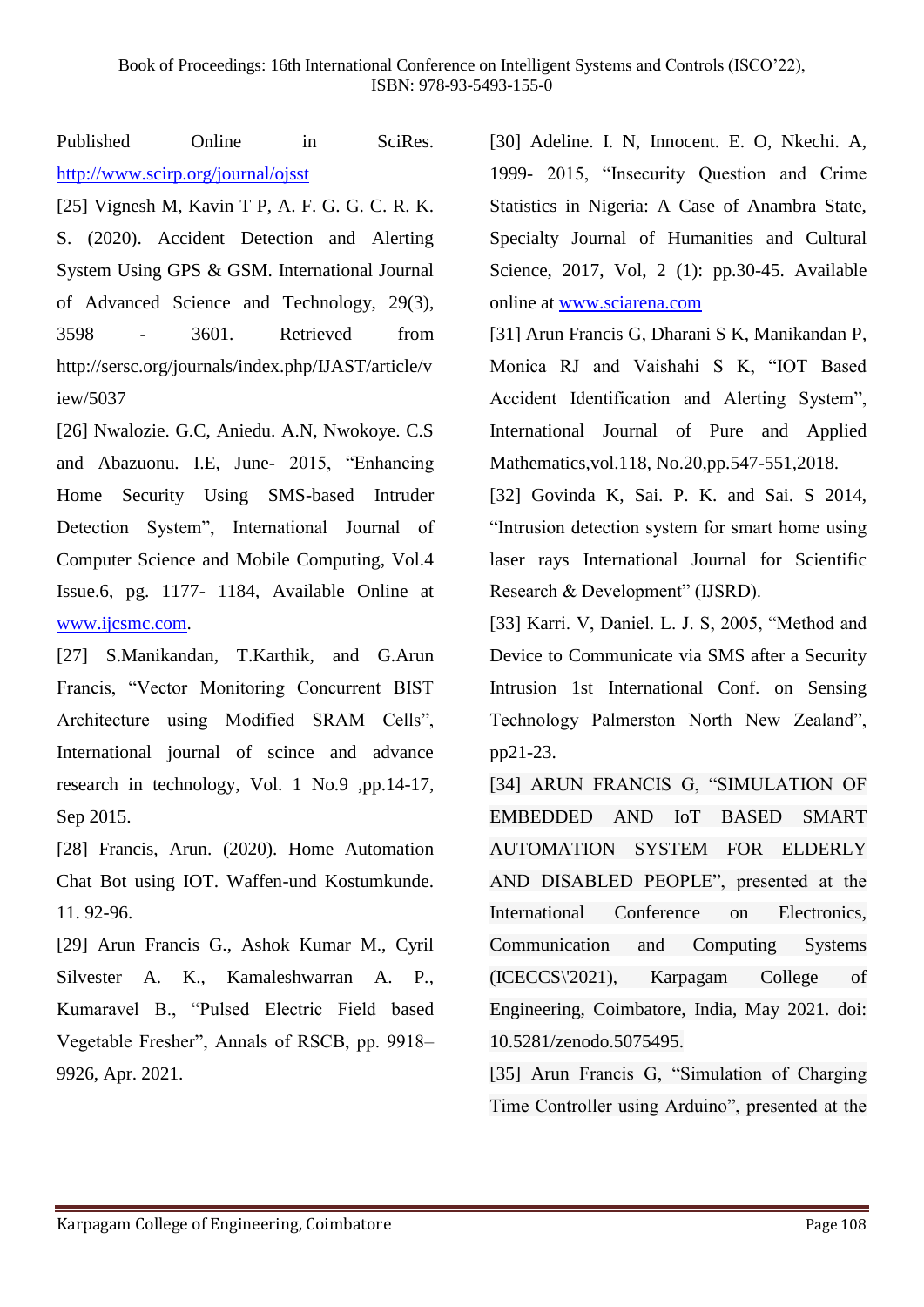Published Online in SciRes. http://www.scirp.org/journal/ojsst

[25] Vignesh M, Kavin T P, A. F. G. G. C. R. K. S. (2020). Accident Detection and Alerting System Using GPS & GSM. International Journal of Advanced Science and Technology, 29(3), 3598 - 3601. Retrieved from http://sersc.org/journals/index.php/IJAST/article/view/5037

[26] Nwalozie. G.C, Aniedu. A.N, Nwokoye. C.S and Abazuonu. I.E, June- 2015, "Enhancing Home Security Using SMS-based Intruder Detection System", International Journal of Computer Science and Mobile Computing, Vol.4 Issue.6, pg. 1177- 1184, Available Online at www.ijcsmc.com.

[27] S.Manikandan, T.Karthik, and G.Arun Francis, "Vector Monitoring Concurrent BIST Architecture using Modified SRAM Cells", International journal of scince and advance research in technology, Vol. 1 No.9 ,pp.14-17, Sep 2015.

[28] Francis, Arun. (2020). Home Automation Chat Bot using IOT. Waffen-und Kostumkunde. 11. 92-96.

[29] Arun Francis G., Ashok Kumar M., Cyril Silvester A. K., Kamaleshwarran A. P., Kumaravel B., "Pulsed Electric Field based Vegetable Fresher", Annals of RSCB, pp. 9918–9926, Apr. 2021.

[30] Adeline. I. N, Innocent. E. O, Nkechi. A, 1999- 2015, "Insecurity Question and Crime Statistics in Nigeria: A Case of Anambra State, Specialty Journal of Humanities and Cultural Science, 2017, Vol, 2 (1): pp.30-45. Available online at www.sciarena.com

[31] Arun Francis G, Dharani S K, Manikandan P, Monica RJ and Vaishahi S K, "IOT Based Accident Identification and Alerting System", International Journal of Pure and Applied Mathematics,vol.118, No.20,pp.547-551,2018.

[32] Govinda K, Sai. P. K. and Sai. S 2014, "Intrusion detection system for smart home using laser rays International Journal for Scientific Research & Development" (IJSRD).

[33] Karri. V, Daniel. L. J. S, 2005, "Method and Device to Communicate via SMS after a Security Intrusion 1st International Conf. on Sensing Technology Palmerston North New Zealand", pp21-23.

[34] ARUN FRANCIS G, "SIMULATION OF EMBEDDED AND IoT BASED SMART AUTOMATION SYSTEM FOR ELDERLY AND DISABLED PEOPLE", presented at the International Conference on Electronics, Communication and Computing Systems (ICECCS\'2021), Karpagam College of Engineering, Coimbatore, India, May 2021. doi: 10.5281/zenodo.5075495.

[35] Arun Francis G, "Simulation of Charging Time Controller using Arduino", presented at the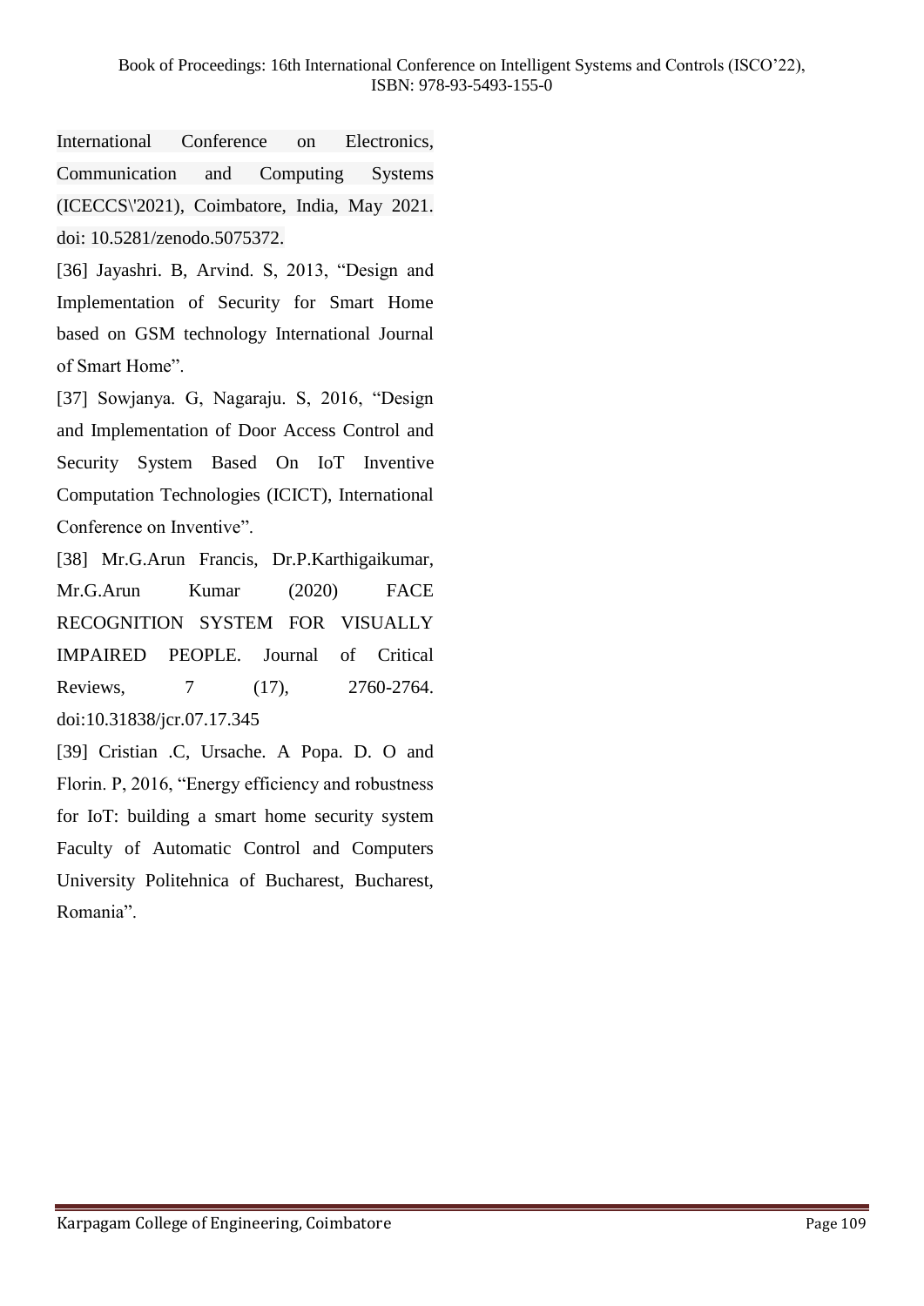International Conference on Electronics, Communication and Computing Systems (ICECCS\'2021), Coimbatore, India, May 2021. doi: 10.5281/zenodo.5075372.

[36] Jayashri. B, Arvind. S, 2013, "Design and Implementation of Security for Smart Home based on GSM technology International Journal of Smart Home".

[37] Sowjanya. G, Nagaraju. S, 2016, "Design and Implementation of Door Access Control and Security System Based On IoT Inventive Computation Technologies (ICICT), International Conference on Inventive".

[38] Mr.G.Arun Francis, Dr.P.Karthigaikumar, Mr.G.Arun Kumar (2020) FACE RECOGNITION SYSTEM FOR VISUALLY IMPAIRED PEOPLE. Journal of Critical Reviews, 7 (17), 2760-2764. doi:10.31838/jcr.07.17.345

[39] Cristian .C, Ursache. A Popa. D. O and Florin. P, 2016, "Energy efficiency and robustness for IoT: building a smart home security system Faculty of Automatic Control and Computers University Politehnica of Bucharest, Bucharest, Romania".